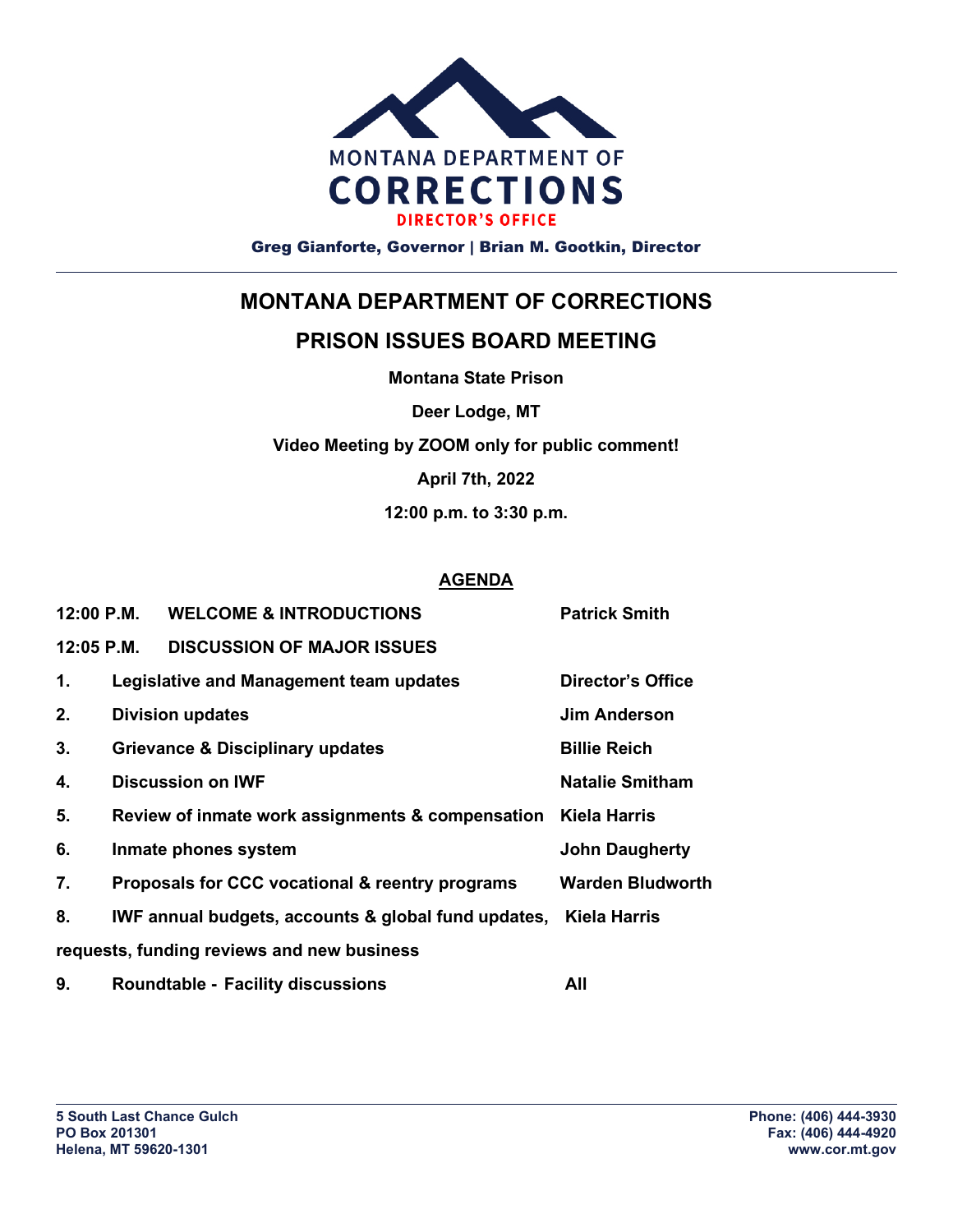MONTANA DEPARTMENT OF

CORRECTIONS

DIRECTOR'S OFFICE

Greg Gianforte, Governor | Brian M. Gootkin, Director

---

# MONTANA DEPARTMENT OF CORRECTIONS

# PRISON ISSUES BOARD MEETING

**Montana State Prison**

**Deer Lodge, MT**

**Video Meeting by ZOOM only for public comment!**

**April 7th, 2022**

**12:00 p.m. to 3:30 p.m.**

## AGENDA

**12:00 P.M.** **WELCOME & INTRODUCTIONS** — **Patrick Smith**

**12:05 P.M.** **DISCUSSION OF MAJOR ISSUES**

| | Item | Presenter |
|---|---|---|
| **1.** | **Legislative and Management team updates** | **Director's Office** |
| **2.** | **Division updates** | **Jim Anderson** |
| **3.** | **Grievance & Disciplinary updates** | **Billie Reich** |
| **4.** | **Discussion on IWF** | **Natalie Smitham** |
| **5.** | **Review of inmate work assignments & compensation** | **Kiela Harris** |
| **6.** | **Inmate phones system** | **John Daugherty** |
| **7.** | **Proposals for CCC vocational & reentry programs** | **Warden Bludworth** |
| **8.** | **IWF annual budgets, accounts & global fund updates, requests, funding reviews and new business** | **Kiela Harris** |
| **9.** | **Roundtable - Facility discussions** | **All** |

---

**5 South Last Chance Gulch**
**PO Box 201301**
**Helena, MT 59620-1301**

**Phone: (406) 444-3930**
**Fax: (406) 444-4920**
**www.cor.mt.gov**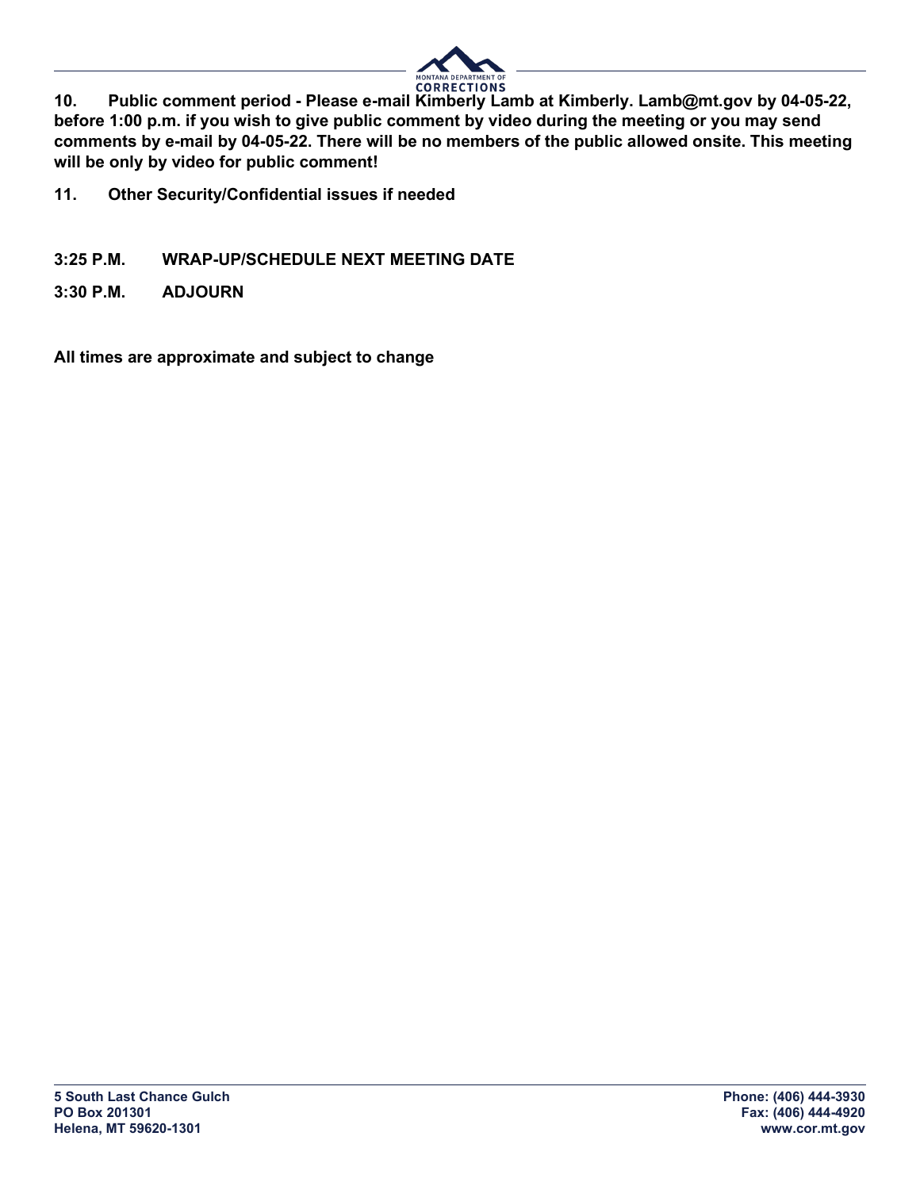**10. Public comment period - Please e-mail Kimberly Lamb at Kimberly. Lamb@mt.gov by 04-05-22, before 1:00 p.m. if you wish to give public comment by video during the meeting or you may send comments by e-mail by 04-05-22. There will be no members of the public allowed onsite. This meeting will be only by video for public comment!**

**11. Other Security/Confidential issues if needed**

**3:25 P.M. WRAP-UP/SCHEDULE NEXT MEETING DATE**

**3:30 P.M. ADJOURN**

**All times are approximate and subject to change**